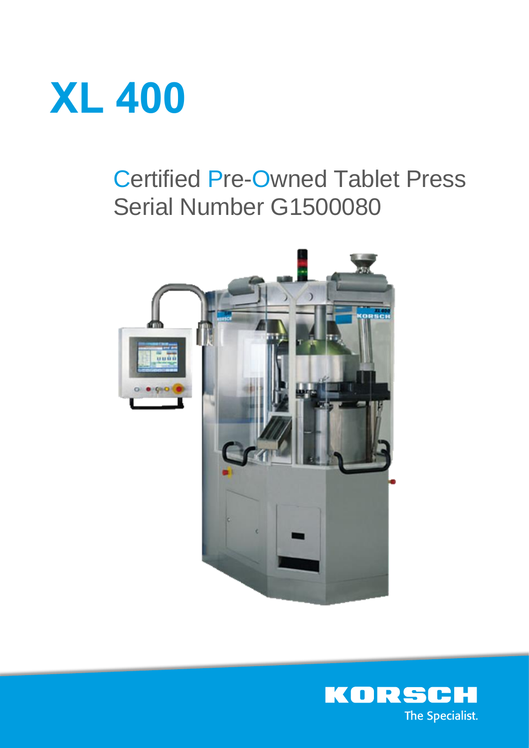# XL 400

## Certified Pre-Owned Tablet Press
## Serial Number G1500080

KORSCH
The Specialist.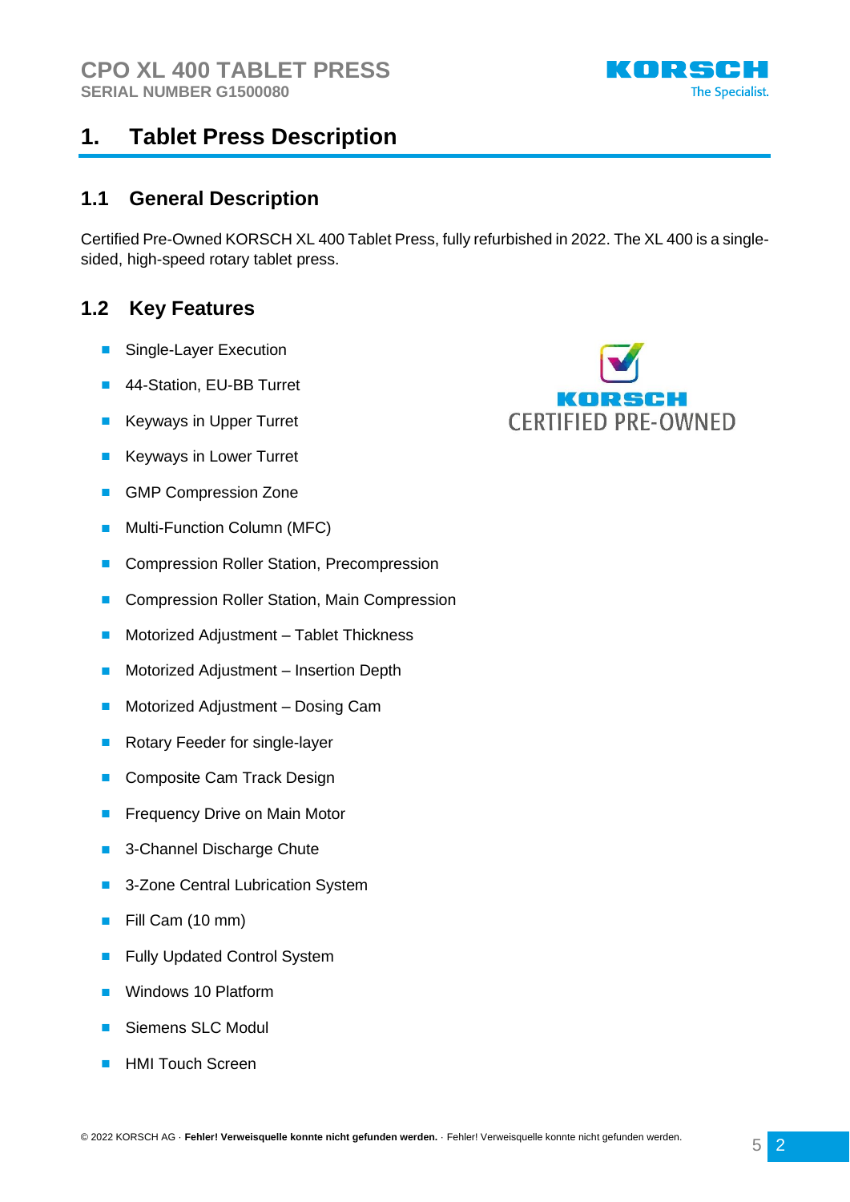# 1. Tablet Press Description

## 1.1 General Description

Certified Pre-Owned KORSCH XL 400 Tablet Press, fully refurbished in 2022. The XL 400 is a single-sided, high-speed rotary tablet press.

## 1.2 Key Features

- Single-Layer Execution
- 44-Station, EU-BB Turret
- Keyways in Upper Turret
- Keyways in Lower Turret
- GMP Compression Zone
- Multi-Function Column (MFC)
- Compression Roller Station, Precompression
- Compression Roller Station, Main Compression
- Motorized Adjustment – Tablet Thickness
- Motorized Adjustment – Insertion Depth
- Motorized Adjustment – Dosing Cam
- Rotary Feeder for single-layer
- Composite Cam Track Design
- Frequency Drive on Main Motor
- 3-Channel Discharge Chute
- 3-Zone Central Lubrication System
- Fill Cam (10 mm)
- Fully Updated Control System
- Windows 10 Platform
- Siemens SLC Modul
- HMI Touch Screen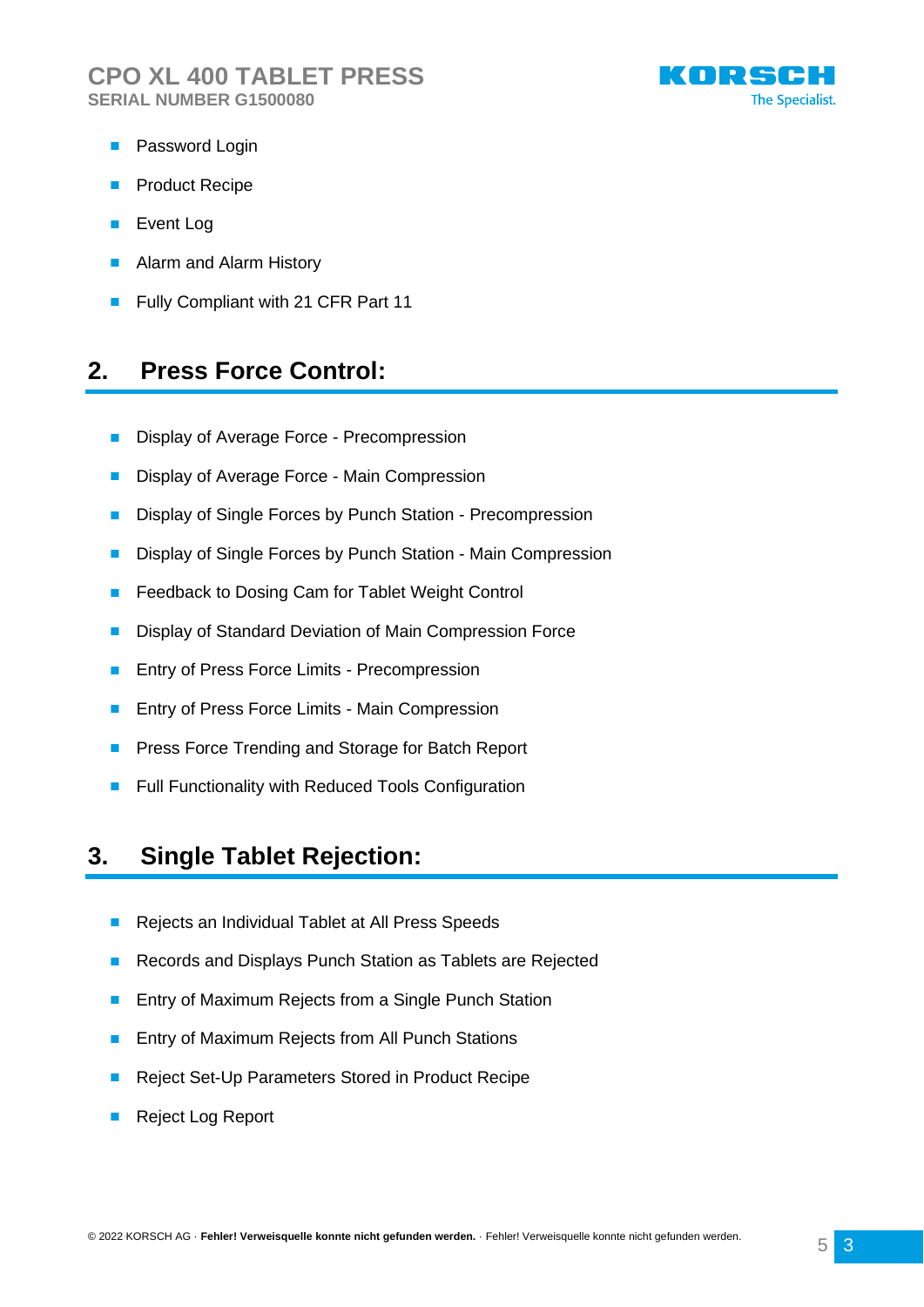- Password Login
- Product Recipe
- Event Log
- Alarm and Alarm History
- Fully Compliant with 21 CFR Part 11

## 2. Press Force Control:

- Display of Average Force - Precompression
- Display of Average Force - Main Compression
- Display of Single Forces by Punch Station - Precompression
- Display of Single Forces by Punch Station - Main Compression
- Feedback to Dosing Cam for Tablet Weight Control
- Display of Standard Deviation of Main Compression Force
- Entry of Press Force Limits - Precompression
- Entry of Press Force Limits - Main Compression
- Press Force Trending and Storage for Batch Report
- Full Functionality with Reduced Tools Configuration

## 3. Single Tablet Rejection:

- Rejects an Individual Tablet at All Press Speeds
- Records and Displays Punch Station as Tablets are Rejected
- Entry of Maximum Rejects from a Single Punch Station
- Entry of Maximum Rejects from All Punch Stations
- Reject Set-Up Parameters Stored in Product Recipe
- Reject Log Report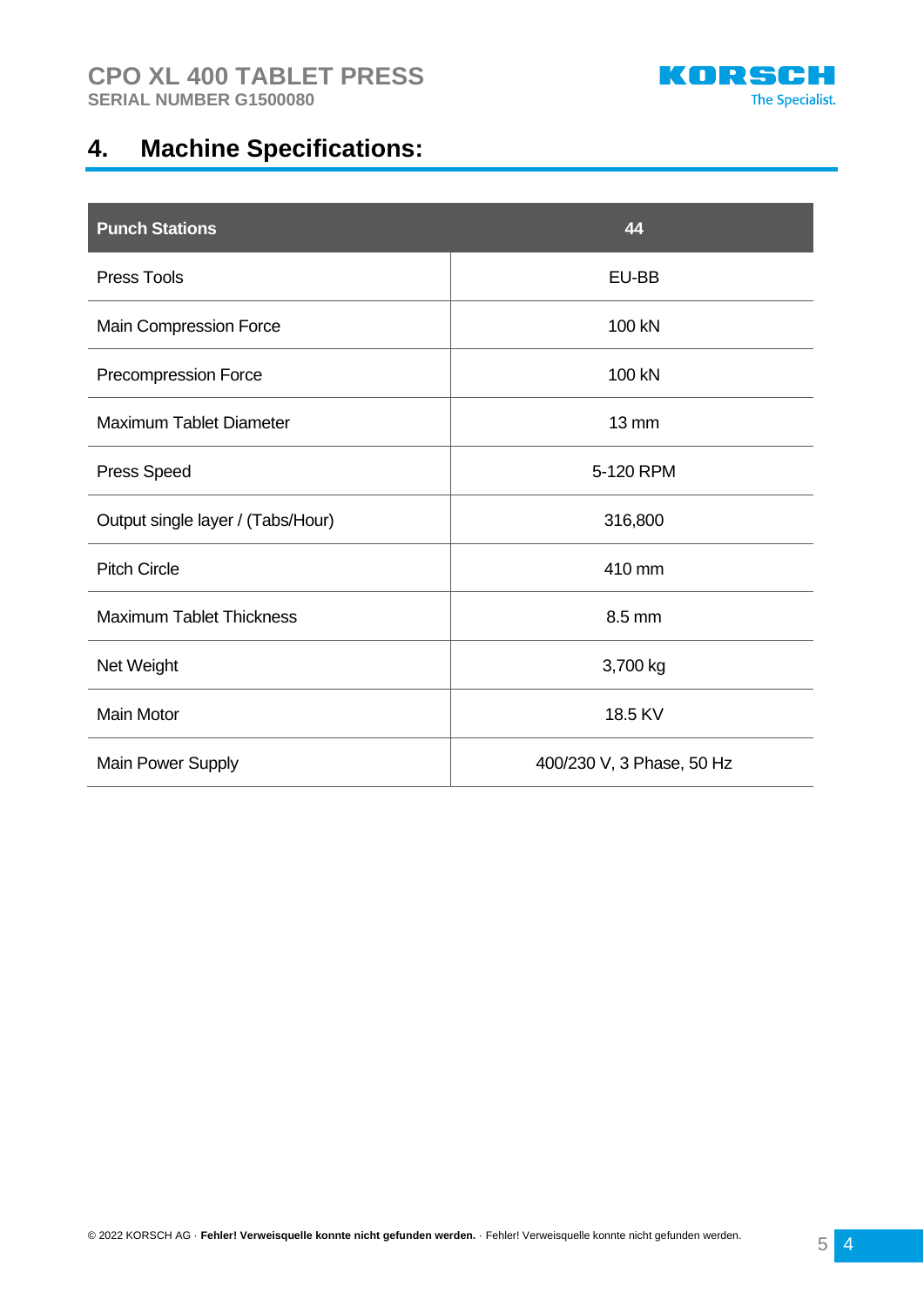# 4. Machine Specifications:

| Punch Stations | 44 |
|---|---|
| Press Tools | EU-BB |
| Main Compression Force | 100 kN |
| Precompression Force | 100 kN |
| Maximum Tablet Diameter | 13 mm |
| Press Speed | 5-120 RPM |
| Output single layer / (Tabs/Hour) | 316,800 |
| Pitch Circle | 410 mm |
| Maximum Tablet Thickness | 8.5 mm |
| Net Weight | 3,700 kg |
| Main Motor | 18.5 KV |
| Main Power Supply | 400/230 V, 3 Phase, 50 Hz |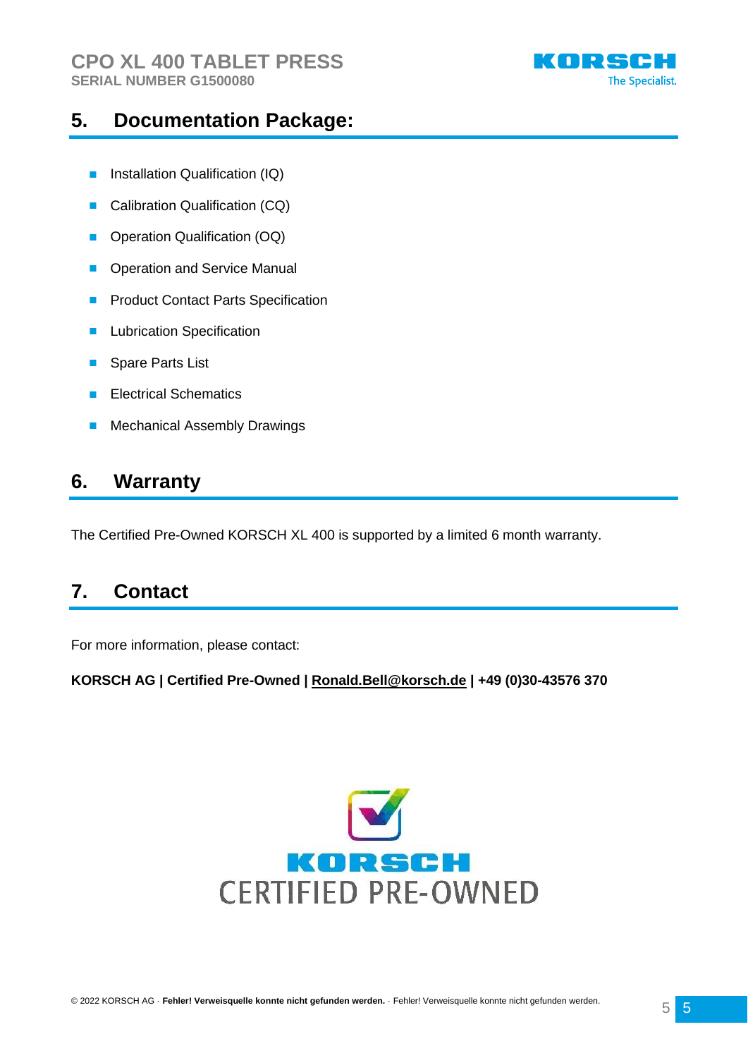## 5. Documentation Package:

- Installation Qualification (IQ)
- Calibration Qualification (CQ)
- Operation Qualification (OQ)
- Operation and Service Manual
- Product Contact Parts Specification
- Lubrication Specification
- Spare Parts List
- Electrical Schematics
- Mechanical Assembly Drawings

## 6. Warranty

The Certified Pre-Owned KORSCH XL 400 is supported by a limited 6 month warranty.

## 7. Contact

For more information, please contact:

**KORSCH AG | Certified Pre-Owned | Ronald.Bell@korsch.de | +49 (0)30-43576 370**

KORSCH
CERTIFIED PRE-OWNED